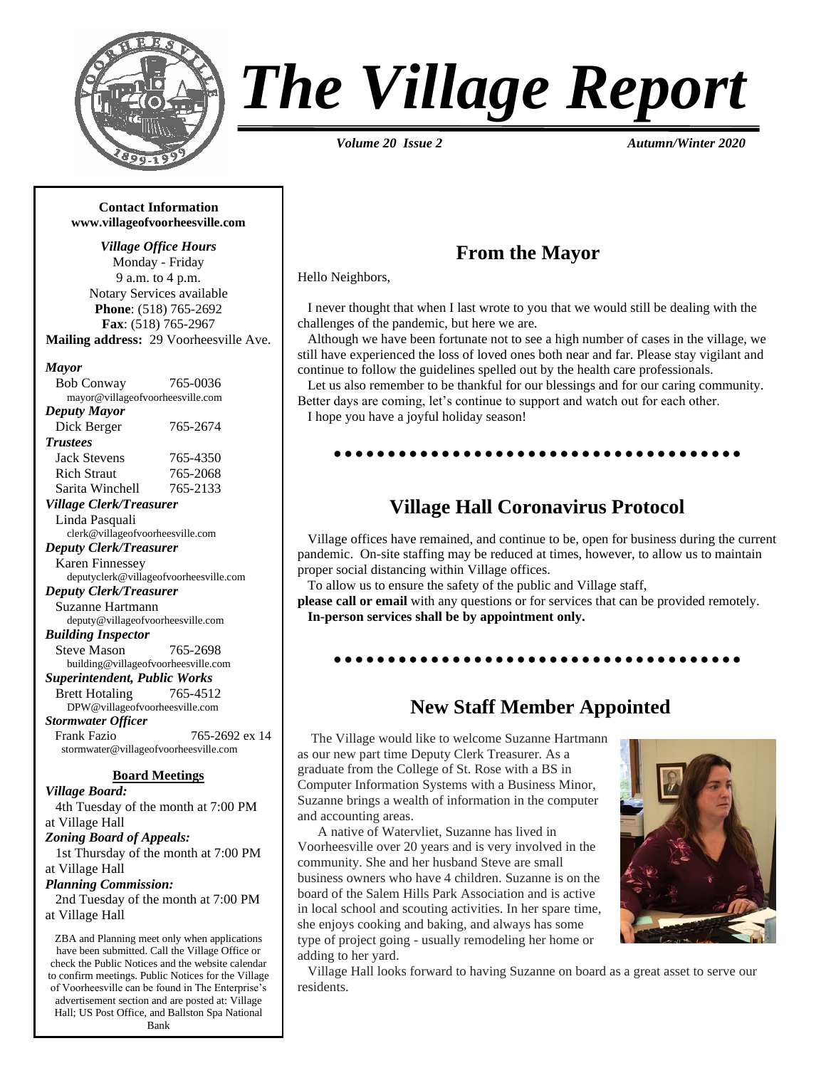# The Village Report

*Volume 20 Issue 2* *Autumn/Winter 2020*

**Contact Information**
**www.villageofvoorheesville.com**

***Village Office Hours***
Monday - Friday
9 a.m. to 4 p.m.
Notary Services available
**Phone**: (518) 765-2692
**Fax**: (518) 765-2967
**Mailing address:** 29 Voorheesville Ave.

***Mayor***
Bob Conway 765-0036
mayor@villageofvoorheesville.com

***Deputy Mayor***
Dick Berger 765-2674

***Trustees***
Jack Stevens 765-4350
Rich Straut 765-2068
Sarita Winchell 765-2133

***Village Clerk/Treasurer***
Linda Pasquali
clerk@villageofvoorheesville.com

***Deputy Clerk/Treasurer***
Karen Finnessey
deputyclerk@villageofvoorheesville.com

***Deputy Clerk/Treasurer***
Suzanne Hartmann
deputy@villageofvoorheesville.com

***Building Inspector***
Steve Mason 765-2698
building@villageofvoorheesville.com

***Superintendent, Public Works***
Brett Hotaling 765-4512
DPW@villageofvoorheesville.com

***Stormwater Officer***
Frank Fazio 765-2692 ex 14
stormwater@villageofvoorheesville.com

**Board Meetings**

***Village Board:***
4th Tuesday of the month at 7:00 PM at Village Hall

***Zoning Board of Appeals:***
1st Thursday of the month at 7:00 PM at Village Hall

***Planning Commission:***
2nd Tuesday of the month at 7:00 PM at Village Hall

ZBA and Planning meet only when applications have been submitted. Call the Village Office or check the Public Notices and the website calendar to confirm meetings. Public Notices for the Village of Voorheesville can be found in The Enterprise's advertisement section and are posted at: Village Hall; US Post Office, and Ballston Spa National Bank

## From the Mayor

Hello Neighbors,

I never thought that when I last wrote to you that we would still be dealing with the challenges of the pandemic, but here we are.

Although we have been fortunate not to see a high number of cases in the village, we still have experienced the loss of loved ones both near and far. Please stay vigilant and continue to follow the guidelines spelled out by the health care professionals.

Let us also remember to be thankful for our blessings and for our caring community. Better days are coming, let's continue to support and watch out for each other.

I hope you have a joyful holiday season!

## Village Hall Coronavirus Protocol

Village offices have remained, and continue to be, open for business during the current pandemic. On-site staffing may be reduced at times, however, to allow us to maintain proper social distancing within Village offices.

To allow us to ensure the safety of the public and Village staff, **please call or email** with any questions or for services that can be provided remotely. **In-person services shall be by appointment only.**

## New Staff Member Appointed

The Village would like to welcome Suzanne Hartmann as our new part time Deputy Clerk Treasurer. As a graduate from the College of St. Rose with a BS in Computer Information Systems with a Business Minor, Suzanne brings a wealth of information in the computer and accounting areas.

A native of Watervliet, Suzanne has lived in Voorheesville over 20 years and is very involved in the community. She and her husband Steve are small business owners who have 4 children. Suzanne is on the board of the Salem Hills Park Association and is active in local school and scouting activities. In her spare time, she enjoys cooking and baking, and always has some type of project going - usually remodeling her home or adding to her yard.

Village Hall looks forward to having Suzanne on board as a great asset to serve our residents.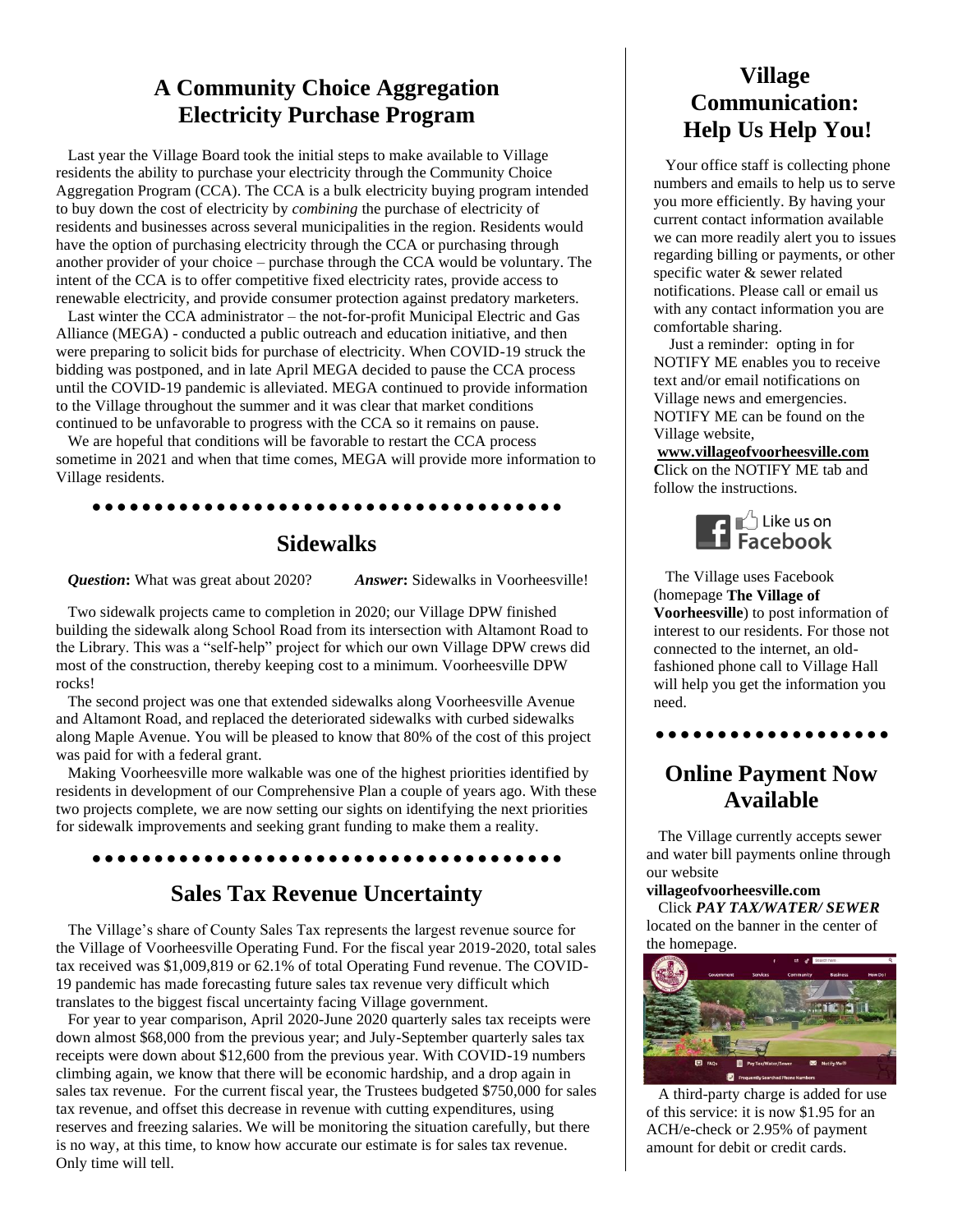## A Community Choice Aggregation Electricity Purchase Program

Last year the Village Board took the initial steps to make available to Village residents the ability to purchase your electricity through the Community Choice Aggregation Program (CCA). The CCA is a bulk electricity buying program intended to buy down the cost of electricity by *combining* the purchase of electricity of residents and businesses across several municipalities in the region. Residents would have the option of purchasing electricity through the CCA or purchasing through another provider of your choice – purchase through the CCA would be voluntary. The intent of the CCA is to offer competitive fixed electricity rates, provide access to renewable electricity, and provide consumer protection against predatory marketers.

Last winter the CCA administrator – the not-for-profit Municipal Electric and Gas Alliance (MEGA) - conducted a public outreach and education initiative, and then were preparing to solicit bids for purchase of electricity. When COVID-19 struck the bidding was postponed, and in late April MEGA decided to pause the CCA process until the COVID-19 pandemic is alleviated. MEGA continued to provide information to the Village throughout the summer and it was clear that market conditions continued to be unfavorable to progress with the CCA so it remains on pause.

We are hopeful that conditions will be favorable to restart the CCA process sometime in 2021 and when that time comes, MEGA will provide more information to Village residents.

## Sidewalks

***Question*:** What was great about 2020? ***Answer*:** Sidewalks in Voorheesville!

Two sidewalk projects came to completion in 2020; our Village DPW finished building the sidewalk along School Road from its intersection with Altamont Road to the Library. This was a "self-help" project for which our own Village DPW crews did most of the construction, thereby keeping cost to a minimum. Voorheesville DPW rocks!

The second project was one that extended sidewalks along Voorheesville Avenue and Altamont Road, and replaced the deteriorated sidewalks with curbed sidewalks along Maple Avenue. You will be pleased to know that 80% of the cost of this project was paid for with a federal grant.

Making Voorheesville more walkable was one of the highest priorities identified by residents in development of our Comprehensive Plan a couple of years ago. With these two projects complete, we are now setting our sights on identifying the next priorities for sidewalk improvements and seeking grant funding to make them a reality.

## Sales Tax Revenue Uncertainty

The Village's share of County Sales Tax represents the largest revenue source for the Village of Voorheesville Operating Fund. For the fiscal year 2019-2020, total sales tax received was $1,009,819 or 62.1% of total Operating Fund revenue. The COVID-19 pandemic has made forecasting future sales tax revenue very difficult which translates to the biggest fiscal uncertainty facing Village government.

For year to year comparison, April 2020-June 2020 quarterly sales tax receipts were down almost $68,000 from the previous year; and July-September quarterly sales tax receipts were down about $12,600 from the previous year. With COVID-19 numbers climbing again, we know that there will be economic hardship, and a drop again in sales tax revenue. For the current fiscal year, the Trustees budgeted $750,000 for sales tax revenue, and offset this decrease in revenue with cutting expenditures, using reserves and freezing salaries. We will be monitoring the situation carefully, but there is no way, at this time, to know how accurate our estimate is for sales tax revenue. Only time will tell.

## Village Communication: Help Us Help You!

Your office staff is collecting phone numbers and emails to help us to serve you more efficiently. By having your current contact information available we can more readily alert you to issues regarding billing or payments, or other specific water & sewer related notifications. Please call or email us with any contact information you are comfortable sharing.

Just a reminder: opting in for NOTIFY ME enables you to receive text and/or email notifications on Village news and emergencies. NOTIFY ME can be found on the Village website, **www.villageofvoorheesville.com** **C**lick on the NOTIFY ME tab and follow the instructions.

Like us on Facebook

The Village uses Facebook (homepage **The Village of Voorheesville**) to post information of interest to our residents. For those not connected to the internet, an old-fashioned phone call to Village Hall will help you get the information you need.

## Online Payment Now Available

The Village currently accepts sewer and water bill payments online through our website **villageofvoorheesville.com**

Click ***PAY TAX/WATER/ SEWER*** located on the banner in the center of the homepage.

A third-party charge is added for use of this service: it is now $1.95 for an ACH/e-check or 2.95% of payment amount for debit or credit cards.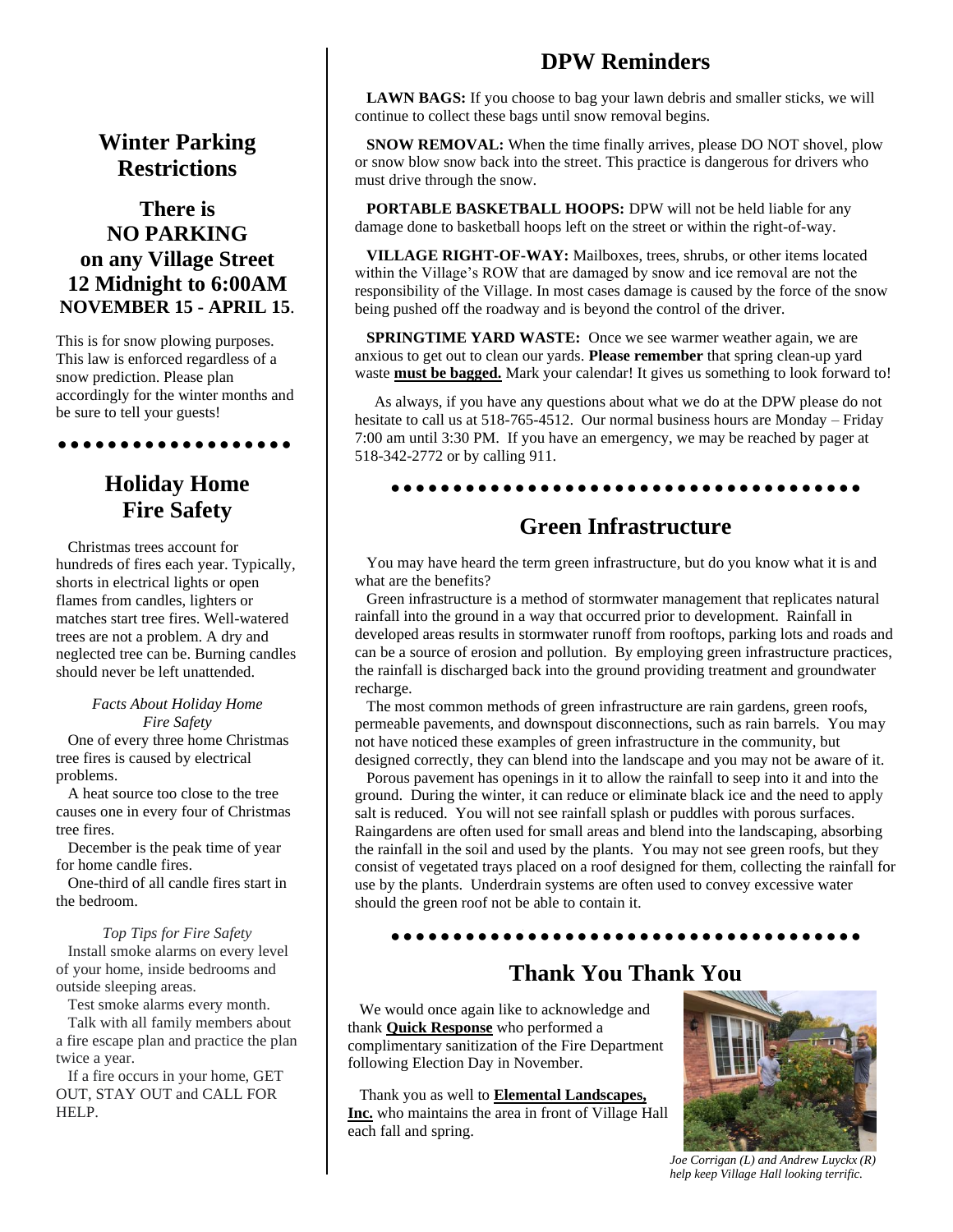## Winter Parking Restrictions

### There is NO PARKING on any Village Street 12 Midnight to 6:00AM NOVEMBER 15 - APRIL 15.

This is for snow plowing purposes. This law is enforced regardless of a snow prediction. Please plan accordingly for the winter months and be sure to tell your guests!

## Holiday Home Fire Safety

Christmas trees account for hundreds of fires each year. Typically, shorts in electrical lights or open flames from candles, lighters or matches start tree fires. Well-watered trees are not a problem. A dry and neglected tree can be. Burning candles should never be left unattended.

*Facts About Holiday Home Fire Safety*

One of every three home Christmas tree fires is caused by electrical problems.

A heat source too close to the tree causes one in every four of Christmas tree fires.

December is the peak time of year for home candle fires.

One-third of all candle fires start in the bedroom.

*Top Tips for Fire Safety*

Install smoke alarms on every level of your home, inside bedrooms and outside sleeping areas.

Test smoke alarms every month.

Talk with all family members about a fire escape plan and practice the plan twice a year.

If a fire occurs in your home, GET OUT, STAY OUT and CALL FOR HELP.

## DPW Reminders

**LAWN BAGS:** If you choose to bag your lawn debris and smaller sticks, we will continue to collect these bags until snow removal begins.

**SNOW REMOVAL:** When the time finally arrives, please DO NOT shovel, plow or snow blow snow back into the street. This practice is dangerous for drivers who must drive through the snow.

**PORTABLE BASKETBALL HOOPS:** DPW will not be held liable for any damage done to basketball hoops left on the street or within the right-of-way.

**VILLAGE RIGHT-OF-WAY:** Mailboxes, trees, shrubs, or other items located within the Village's ROW that are damaged by snow and ice removal are not the responsibility of the Village. In most cases damage is caused by the force of the snow being pushed off the roadway and is beyond the control of the driver.

**SPRINGTIME YARD WASTE:** Once we see warmer weather again, we are anxious to get out to clean our yards. **Please remember** that spring clean-up yard waste **must be bagged.** Mark your calendar! It gives us something to look forward to!

As always, if you have any questions about what we do at the DPW please do not hesitate to call us at 518-765-4512. Our normal business hours are Monday – Friday 7:00 am until 3:30 PM. If you have an emergency, we may be reached by pager at 518-342-2772 or by calling 911.

## Green Infrastructure

You may have heard the term green infrastructure, but do you know what it is and what are the benefits?

Green infrastructure is a method of stormwater management that replicates natural rainfall into the ground in a way that occurred prior to development. Rainfall in developed areas results in stormwater runoff from rooftops, parking lots and roads and can be a source of erosion and pollution. By employing green infrastructure practices, the rainfall is discharged back into the ground providing treatment and groundwater recharge.

The most common methods of green infrastructure are rain gardens, green roofs, permeable pavements, and downspout disconnections, such as rain barrels. You may not have noticed these examples of green infrastructure in the community, but designed correctly, they can blend into the landscape and you may not be aware of it.

Porous pavement has openings in it to allow the rainfall to seep into it and into the ground. During the winter, it can reduce or eliminate black ice and the need to apply salt is reduced. You will not see rainfall splash or puddles with porous surfaces. Raingardens are often used for small areas and blend into the landscaping, absorbing the rainfall in the soil and used by the plants. You may not see green roofs, but they consist of vegetated trays placed on a roof designed for them, collecting the rainfall for use by the plants. Underdrain systems are often used to convey excessive water should the green roof not be able to contain it.

## Thank You Thank You

We would once again like to acknowledge and thank **Quick Response** who performed a complimentary sanitization of the Fire Department following Election Day in November.

Thank you as well to **Elemental Landscapes, Inc.** who maintains the area in front of Village Hall each fall and spring.

*Joe Corrigan (L) and Andrew Luyckx (R) help keep Village Hall looking terrific.*